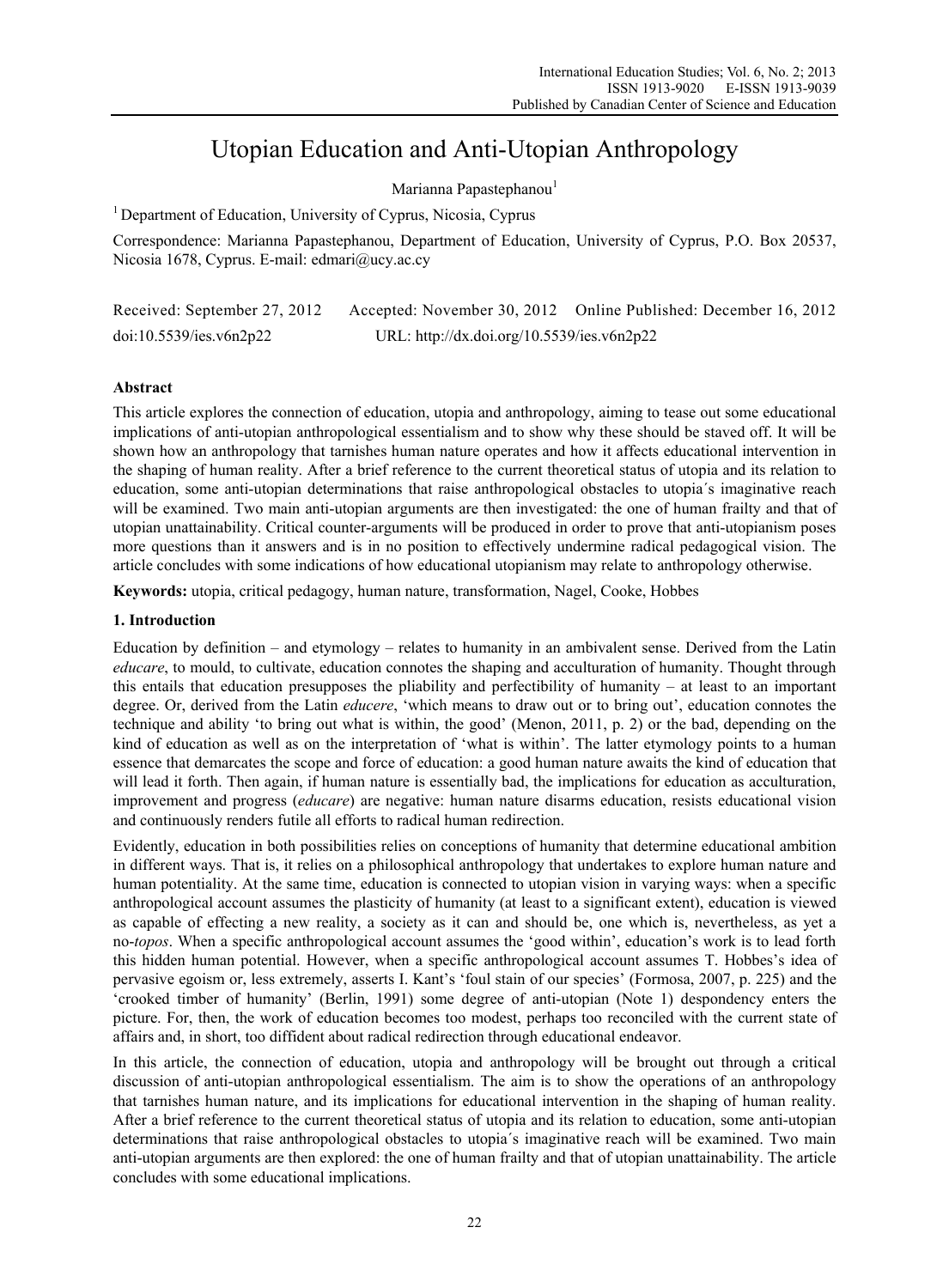# Utopian Education and Anti-Utopian Anthropology

Marianna Papastephanou[1]

[1] Department of Education, University of Cyprus, Nicosia, Cyprus

Correspondence: Marianna Papastephanou, Department of Education, University of Cyprus, P.O. Box 20537, Nicosia 1678, Cyprus. E-mail: edmari@ucy.ac.cy

Received: September 27, 2012 Accepted: November 30, 2012 Online Published: December 16, 2012

doi:10.5539/ies.v6n2p22 URL: http://dx.doi.org/10.5539/ies.v6n2p22

## Abstract

This article explores the connection of education, utopia and anthropology, aiming to tease out some educational implications of anti-utopian anthropological essentialism and to show why these should be staved off. It will be shown how an anthropology that tarnishes human nature operates and how it affects educational intervention in the shaping of human reality. After a brief reference to the current theoretical status of utopia and its relation to education, some anti-utopian determinations that raise anthropological obstacles to utopia´s imaginative reach will be examined. Two main anti-utopian arguments are then investigated: the one of human frailty and that of utopian unattainability. Critical counter-arguments will be produced in order to prove that anti-utopianism poses more questions than it answers and is in no position to effectively undermine radical pedagogical vision. The article concludes with some indications of how educational utopianism may relate to anthropology otherwise.

**Keywords:** utopia, critical pedagogy, human nature, transformation, Nagel, Cooke, Hobbes

## 1. Introduction

Education by definition – and etymology – relates to humanity in an ambivalent sense. Derived from the Latin *educare*, to mould, to cultivate, education connotes the shaping and acculturation of humanity. Thought through this entails that education presupposes the pliability and perfectibility of humanity – at least to an important degree. Or, derived from the Latin *educere*, 'which means to draw out or to bring out', education connotes the technique and ability 'to bring out what is within, the good' (Menon, 2011, p. 2) or the bad, depending on the kind of education as well as on the interpretation of 'what is within'. The latter etymology points to a human essence that demarcates the scope and force of education: a good human nature awaits the kind of education that will lead it forth. Then again, if human nature is essentially bad, the implications for education as acculturation, improvement and progress (*educare*) are negative: human nature disarms education, resists educational vision and continuously renders futile all efforts to radical human redirection.

Evidently, education in both possibilities relies on conceptions of humanity that determine educational ambition in different ways. That is, it relies on a philosophical anthropology that undertakes to explore human nature and human potentiality. At the same time, education is connected to utopian vision in varying ways: when a specific anthropological account assumes the plasticity of humanity (at least to a significant extent), education is viewed as capable of effecting a new reality, a society as it can and should be, one which is, nevertheless, as yet a no-*topos*. When a specific anthropological account assumes the 'good within', education's work is to lead forth this hidden human potential. However, when a specific anthropological account assumes T. Hobbes's idea of pervasive egoism or, less extremely, asserts I. Kant's 'foul stain of our species' (Formosa, 2007, p. 225) and the 'crooked timber of humanity' (Berlin, 1991) some degree of anti-utopian (Note 1) despondency enters the picture. For, then, the work of education becomes too modest, perhaps too reconciled with the current state of affairs and, in short, too diffident about radical redirection through educational endeavor.

In this article, the connection of education, utopia and anthropology will be brought out through a critical discussion of anti-utopian anthropological essentialism. The aim is to show the operations of an anthropology that tarnishes human nature, and its implications for educational intervention in the shaping of human reality. After a brief reference to the current theoretical status of utopia and its relation to education, some anti-utopian determinations that raise anthropological obstacles to utopia´s imaginative reach will be examined. Two main anti-utopian arguments are then explored: the one of human frailty and that of utopian unattainability. The article concludes with some educational implications.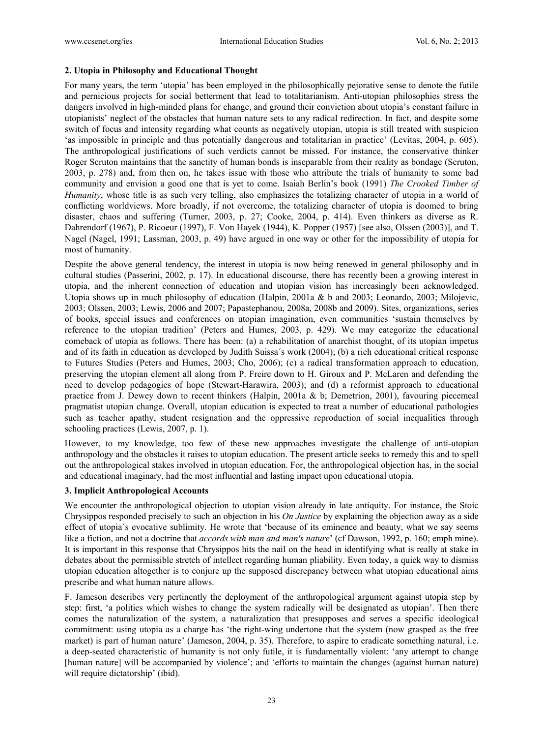## 2. Utopia in Philosophy and Educational Thought

For many years, the term 'utopia' has been employed in the philosophically pejorative sense to denote the futile and pernicious projects for social betterment that lead to totalitarianism. Anti-utopian philosophies stress the dangers involved in high-minded plans for change, and ground their conviction about utopia's constant failure in utopianists' neglect of the obstacles that human nature sets to any radical redirection. In fact, and despite some switch of focus and intensity regarding what counts as negatively utopian, utopia is still treated with suspicion 'as impossible in principle and thus potentially dangerous and totalitarian in practice' (Levitas, 2004, p. 605). The anthropological justifications of such verdicts cannot be missed. For instance, the conservative thinker Roger Scruton maintains that the sanctity of human bonds is inseparable from their reality as bondage (Scruton, 2003, p. 278) and, from then on, he takes issue with those who attribute the trials of humanity to some bad community and envision a good one that is yet to come. Isaiah Berlin's book (1991) *The Crooked Timber of Humanity*, whose title is as such very telling, also emphasizes the totalizing character of utopia in a world of conflicting worldviews. More broadly, if not overcome, the totalizing character of utopia is doomed to bring disaster, chaos and suffering (Turner, 2003, p. 27; Cooke, 2004, p. 414). Even thinkers as diverse as R. Dahrendorf (1967), P. Ricoeur (1997), F. Von Hayek (1944), K. Popper (1957) [see also, Olssen (2003)], and T. Nagel (Nagel, 1991; Lassman, 2003, p. 49) have argued in one way or other for the impossibility of utopia for most of humanity.

Despite the above general tendency, the interest in utopia is now being renewed in general philosophy and in cultural studies (Passerini, 2002, p. 17). In educational discourse, there has recently been a growing interest in utopia, and the inherent connection of education and utopian vision has increasingly been acknowledged. Utopia shows up in much philosophy of education (Halpin, 2001a & b and 2003; Leonardo, 2003; Milojevic, 2003; Olssen, 2003; Lewis, 2006 and 2007; Papastephanou, 2008a, 2008b and 2009). Sites, organizations, series of books, special issues and conferences on utopian imagination, even communities 'sustain themselves by reference to the utopian tradition' (Peters and Humes, 2003, p. 429). We may categorize the educational comeback of utopia as follows. There has been: (a) a rehabilitation of anarchist thought, of its utopian impetus and of its faith in education as developed by Judith Suissa´s work (2004); (b) a rich educational critical response to Futures Studies (Peters and Humes, 2003; Cho, 2006); (c) a radical transformation approach to education, preserving the utopian element all along from P. Freire down to H. Giroux and P. McLaren and defending the need to develop pedagogies of hope (Stewart-Harawira, 2003); and (d) a reformist approach to educational practice from J. Dewey down to recent thinkers (Halpin, 2001a & b; Demetrion, 2001), favouring piecemeal pragmatist utopian change. Overall, utopian education is expected to treat a number of educational pathologies such as teacher apathy, student resignation and the oppressive reproduction of social inequalities through schooling practices (Lewis, 2007, p. 1).

However, to my knowledge, too few of these new approaches investigate the challenge of anti-utopian anthropology and the obstacles it raises to utopian education. The present article seeks to remedy this and to spell out the anthropological stakes involved in utopian education. For, the anthropological objection has, in the social and educational imaginary, had the most influential and lasting impact upon educational utopia.

## 3. Implicit Anthropological Accounts

We encounter the anthropological objection to utopian vision already in late antiquity. For instance, the Stoic Chrysippos responded precisely to such an objection in his *On Justice* by explaining the objection away as a side effect of utopia´s evocative sublimity. He wrote that 'because of its eminence and beauty, what we say seems like a fiction, and not a doctrine that *accords with man and man's nature*' (cf Dawson, 1992, p. 160; emph mine). It is important in this response that Chrysippos hits the nail on the head in identifying what is really at stake in debates about the permissible stretch of intellect regarding human pliability. Even today, a quick way to dismiss utopian education altogether is to conjure up the supposed discrepancy between what utopian educational aims prescribe and what human nature allows.

F. Jameson describes very pertinently the deployment of the anthropological argument against utopia step by step: first, 'a politics which wishes to change the system radically will be designated as utopian'. Then there comes the naturalization of the system, a naturalization that presupposes and serves a specific ideological commitment: using utopia as a charge has 'the right-wing undertone that the system (now grasped as the free market) is part of human nature' (Jameson, 2004, p. 35). Therefore, to aspire to eradicate something natural, i.e. a deep-seated characteristic of humanity is not only futile, it is fundamentally violent: 'any attempt to change [human nature] will be accompanied by violence'; and 'efforts to maintain the changes (against human nature) will require dictatorship' (ibid).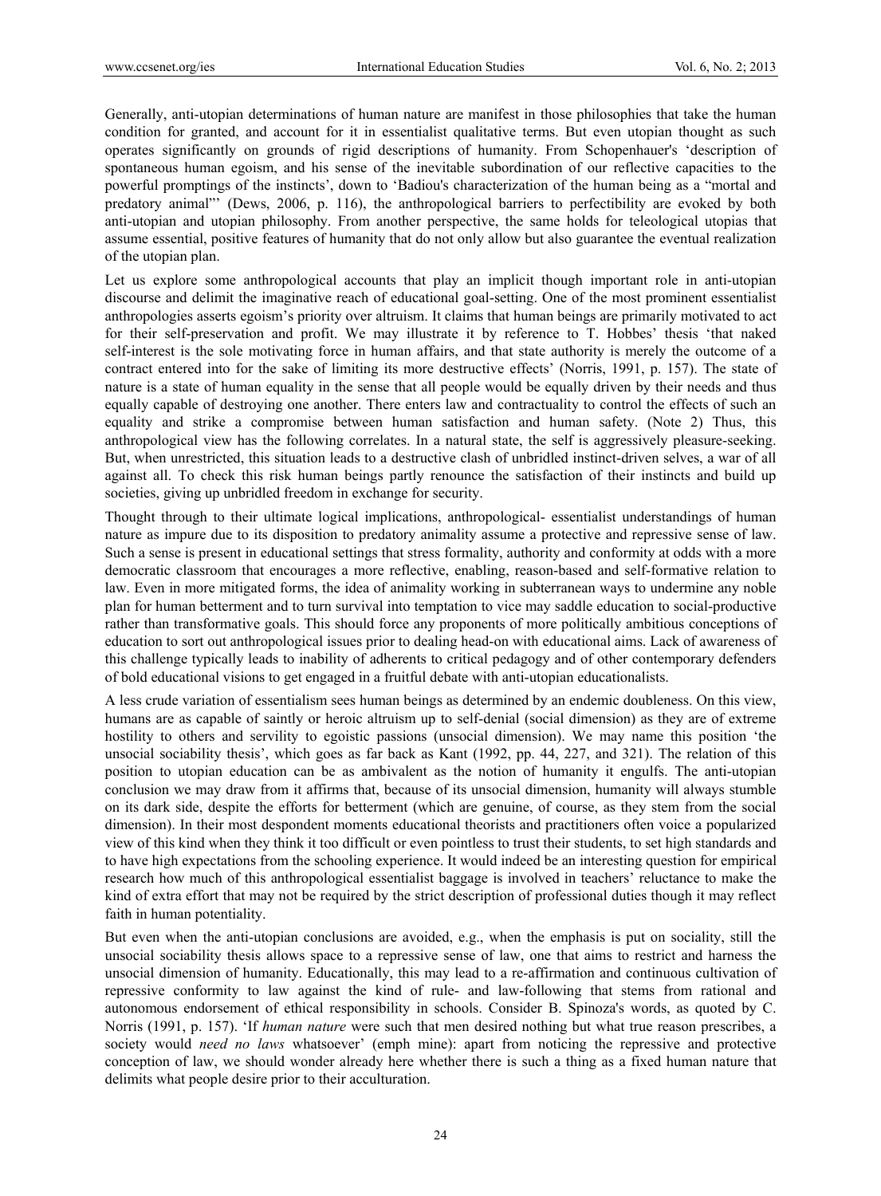Generally, anti-utopian determinations of human nature are manifest in those philosophies that take the human condition for granted, and account for it in essentialist qualitative terms. But even utopian thought as such operates significantly on grounds of rigid descriptions of humanity. From Schopenhauer's 'description of spontaneous human egoism, and his sense of the inevitable subordination of our reflective capacities to the powerful promptings of the instincts', down to 'Badiou's characterization of the human being as a "mortal and predatory animal"' (Dews, 2006, p. 116), the anthropological barriers to perfectibility are evoked by both anti-utopian and utopian philosophy. From another perspective, the same holds for teleological utopias that assume essential, positive features of humanity that do not only allow but also guarantee the eventual realization of the utopian plan.

Let us explore some anthropological accounts that play an implicit though important role in anti-utopian discourse and delimit the imaginative reach of educational goal-setting. One of the most prominent essentialist anthropologies asserts egoism's priority over altruism. It claims that human beings are primarily motivated to act for their self-preservation and profit. We may illustrate it by reference to T. Hobbes' thesis 'that naked self-interest is the sole motivating force in human affairs, and that state authority is merely the outcome of a contract entered into for the sake of limiting its more destructive effects' (Norris, 1991, p. 157). The state of nature is a state of human equality in the sense that all people would be equally driven by their needs and thus equally capable of destroying one another. There enters law and contractuality to control the effects of such an equality and strike a compromise between human satisfaction and human safety. (Note 2) Thus, this anthropological view has the following correlates. In a natural state, the self is aggressively pleasure-seeking. But, when unrestricted, this situation leads to a destructive clash of unbridled instinct-driven selves, a war of all against all. To check this risk human beings partly renounce the satisfaction of their instincts and build up societies, giving up unbridled freedom in exchange for security.

Thought through to their ultimate logical implications, anthropological- essentialist understandings of human nature as impure due to its disposition to predatory animality assume a protective and repressive sense of law. Such a sense is present in educational settings that stress formality, authority and conformity at odds with a more democratic classroom that encourages a more reflective, enabling, reason-based and self-formative relation to law. Even in more mitigated forms, the idea of animality working in subterranean ways to undermine any noble plan for human betterment and to turn survival into temptation to vice may saddle education to social-productive rather than transformative goals. This should force any proponents of more politically ambitious conceptions of education to sort out anthropological issues prior to dealing head-on with educational aims. Lack of awareness of this challenge typically leads to inability of adherents to critical pedagogy and of other contemporary defenders of bold educational visions to get engaged in a fruitful debate with anti-utopian educationalists.

A less crude variation of essentialism sees human beings as determined by an endemic doubleness. On this view, humans are as capable of saintly or heroic altruism up to self-denial (social dimension) as they are of extreme hostility to others and servility to egoistic passions (unsocial dimension). We may name this position 'the unsocial sociability thesis', which goes as far back as Kant (1992, pp. 44, 227, and 321). The relation of this position to utopian education can be as ambivalent as the notion of humanity it engulfs. The anti-utopian conclusion we may draw from it affirms that, because of its unsocial dimension, humanity will always stumble on its dark side, despite the efforts for betterment (which are genuine, of course, as they stem from the social dimension). In their most despondent moments educational theorists and practitioners often voice a popularized view of this kind when they think it too difficult or even pointless to trust their students, to set high standards and to have high expectations from the schooling experience. It would indeed be an interesting question for empirical research how much of this anthropological essentialist baggage is involved in teachers' reluctance to make the kind of extra effort that may not be required by the strict description of professional duties though it may reflect faith in human potentiality.

But even when the anti-utopian conclusions are avoided, e.g., when the emphasis is put on sociality, still the unsocial sociability thesis allows space to a repressive sense of law, one that aims to restrict and harness the unsocial dimension of humanity. Educationally, this may lead to a re-affirmation and continuous cultivation of repressive conformity to law against the kind of rule- and law-following that stems from rational and autonomous endorsement of ethical responsibility in schools. Consider B. Spinoza's words, as quoted by C. Norris (1991, p. 157). 'If *human nature* were such that men desired nothing but what true reason prescribes, a society would *need no laws* whatsoever' (emph mine): apart from noticing the repressive and protective conception of law, we should wonder already here whether there is such a thing as a fixed human nature that delimits what people desire prior to their acculturation.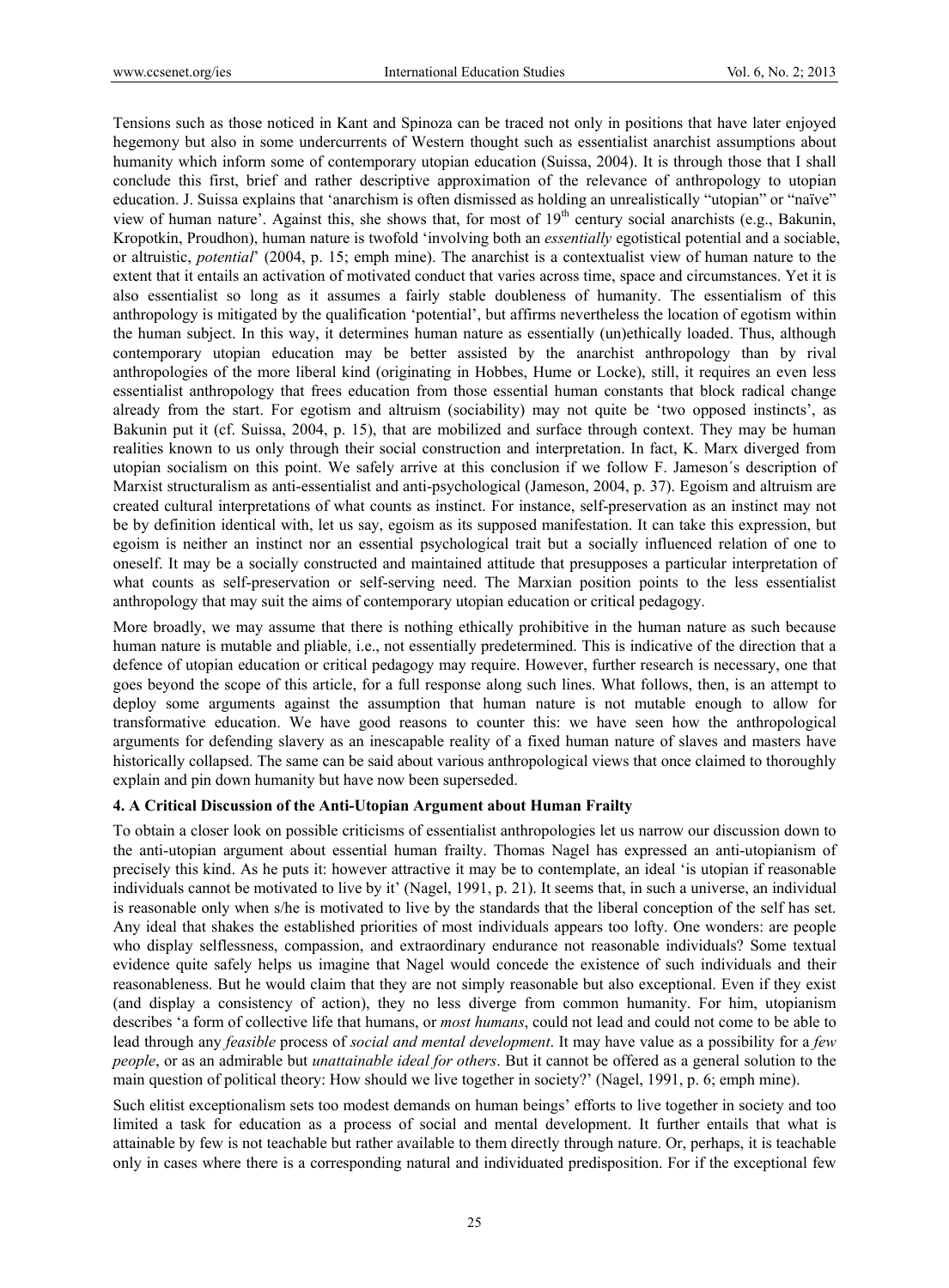Tensions such as those noticed in Kant and Spinoza can be traced not only in positions that have later enjoyed hegemony but also in some undercurrents of Western thought such as essentialist anarchist assumptions about humanity which inform some of contemporary utopian education (Suissa, 2004). It is through those that I shall conclude this first, brief and rather descriptive approximation of the relevance of anthropology to utopian education. J. Suissa explains that 'anarchism is often dismissed as holding an unrealistically "utopian" or "naïve" view of human nature'. Against this, she shows that, for most of 19th century social anarchists (e.g., Bakunin, Kropotkin, Proudhon), human nature is twofold 'involving both an *essentially* egotistical potential and a sociable, or altruistic, *potential*' (2004, p. 15; emph mine). The anarchist is a contextualist view of human nature to the extent that it entails an activation of motivated conduct that varies across time, space and circumstances. Yet it is also essentialist so long as it assumes a fairly stable doubleness of humanity. The essentialism of this anthropology is mitigated by the qualification 'potential', but affirms nevertheless the location of egotism within the human subject. In this way, it determines human nature as essentially (un)ethically loaded. Thus, although contemporary utopian education may be better assisted by the anarchist anthropology than by rival anthropologies of the more liberal kind (originating in Hobbes, Hume or Locke), still, it requires an even less essentialist anthropology that frees education from those essential human constants that block radical change already from the start. For egotism and altruism (sociability) may not quite be 'two opposed instincts', as Bakunin put it (cf. Suissa, 2004, p. 15), that are mobilized and surface through context. They may be human realities known to us only through their social construction and interpretation. In fact, K. Marx diverged from utopian socialism on this point. We safely arrive at this conclusion if we follow F. Jameson´s description of Marxist structuralism as anti-essentialist and anti-psychological (Jameson, 2004, p. 37). Egoism and altruism are created cultural interpretations of what counts as instinct. For instance, self-preservation as an instinct may not be by definition identical with, let us say, egoism as its supposed manifestation. It can take this expression, but egoism is neither an instinct nor an essential psychological trait but a socially influenced relation of one to oneself. It may be a socially constructed and maintained attitude that presupposes a particular interpretation of what counts as self-preservation or self-serving need. The Marxian position points to the less essentialist anthropology that may suit the aims of contemporary utopian education or critical pedagogy.

More broadly, we may assume that there is nothing ethically prohibitive in the human nature as such because human nature is mutable and pliable, i.e., not essentially predetermined. This is indicative of the direction that a defence of utopian education or critical pedagogy may require. However, further research is necessary, one that goes beyond the scope of this article, for a full response along such lines. What follows, then, is an attempt to deploy some arguments against the assumption that human nature is not mutable enough to allow for transformative education. We have good reasons to counter this: we have seen how the anthropological arguments for defending slavery as an inescapable reality of a fixed human nature of slaves and masters have historically collapsed. The same can be said about various anthropological views that once claimed to thoroughly explain and pin down humanity but have now been superseded.

## 4. A Critical Discussion of the Anti-Utopian Argument about Human Frailty

To obtain a closer look on possible criticisms of essentialist anthropologies let us narrow our discussion down to the anti-utopian argument about essential human frailty. Thomas Nagel has expressed an anti-utopianism of precisely this kind. As he puts it: however attractive it may be to contemplate, an ideal 'is utopian if reasonable individuals cannot be motivated to live by it' (Nagel, 1991, p. 21). It seems that, in such a universe, an individual is reasonable only when s/he is motivated to live by the standards that the liberal conception of the self has set. Any ideal that shakes the established priorities of most individuals appears too lofty. One wonders: are people who display selflessness, compassion, and extraordinary endurance not reasonable individuals? Some textual evidence quite safely helps us imagine that Nagel would concede the existence of such individuals and their reasonableness. But he would claim that they are not simply reasonable but also exceptional. Even if they exist (and display a consistency of action), they no less diverge from common humanity. For him, utopianism describes 'a form of collective life that humans, or *most humans*, could not lead and could not come to be able to lead through any *feasible* process of *social and mental development*. It may have value as a possibility for a *few people*, or as an admirable but *unattainable ideal for others*. But it cannot be offered as a general solution to the main question of political theory: How should we live together in society?' (Nagel, 1991, p. 6; emph mine).

Such elitist exceptionalism sets too modest demands on human beings' efforts to live together in society and too limited a task for education as a process of social and mental development. It further entails that what is attainable by few is not teachable but rather available to them directly through nature. Or, perhaps, it is teachable only in cases where there is a corresponding natural and individuated predisposition. For if the exceptional few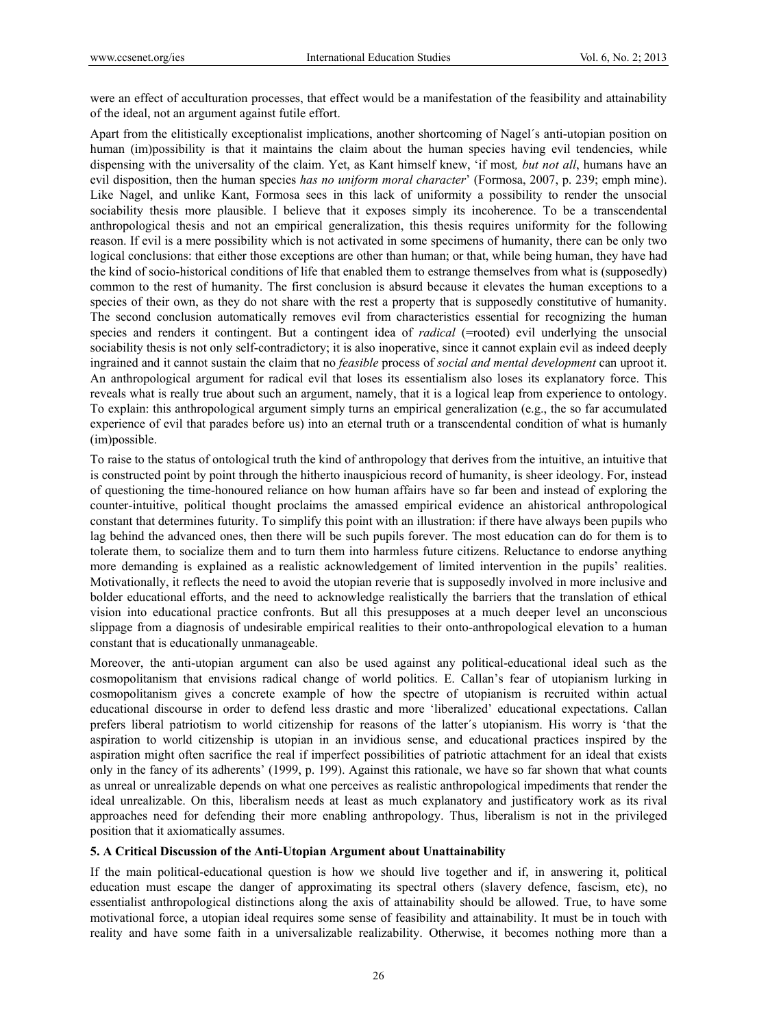were an effect of acculturation processes, that effect would be a manifestation of the feasibility and attainability of the ideal, not an argument against futile effort.

Apart from the elitistically exceptionalist implications, another shortcoming of Nagel´s anti-utopian position on human (im)possibility is that it maintains the claim about the human species having evil tendencies, while dispensing with the universality of the claim. Yet, as Kant himself knew, 'if most*, but not all*, humans have an evil disposition, then the human species *has no uniform moral character*' (Formosa, 2007, p. 239; emph mine). Like Nagel, and unlike Kant, Formosa sees in this lack of uniformity a possibility to render the unsocial sociability thesis more plausible. I believe that it exposes simply its incoherence. To be a transcendental anthropological thesis and not an empirical generalization, this thesis requires uniformity for the following reason. If evil is a mere possibility which is not activated in some specimens of humanity, there can be only two logical conclusions: that either those exceptions are other than human; or that, while being human, they have had the kind of socio-historical conditions of life that enabled them to estrange themselves from what is (supposedly) common to the rest of humanity. The first conclusion is absurd because it elevates the human exceptions to a species of their own, as they do not share with the rest a property that is supposedly constitutive of humanity. The second conclusion automatically removes evil from characteristics essential for recognizing the human species and renders it contingent. But a contingent idea of *radical* (=rooted) evil underlying the unsocial sociability thesis is not only self-contradictory; it is also inoperative, since it cannot explain evil as indeed deeply ingrained and it cannot sustain the claim that no *feasible* process of *social and mental development* can uproot it. An anthropological argument for radical evil that loses its essentialism also loses its explanatory force. This reveals what is really true about such an argument, namely, that it is a logical leap from experience to ontology. To explain: this anthropological argument simply turns an empirical generalization (e.g., the so far accumulated experience of evil that parades before us) into an eternal truth or a transcendental condition of what is humanly (im)possible.

To raise to the status of ontological truth the kind of anthropology that derives from the intuitive, an intuitive that is constructed point by point through the hitherto inauspicious record of humanity, is sheer ideology. For, instead of questioning the time-honoured reliance on how human affairs have so far been and instead of exploring the counter-intuitive, political thought proclaims the amassed empirical evidence an ahistorical anthropological constant that determines futurity. To simplify this point with an illustration: if there have always been pupils who lag behind the advanced ones, then there will be such pupils forever. The most education can do for them is to tolerate them, to socialize them and to turn them into harmless future citizens. Reluctance to endorse anything more demanding is explained as a realistic acknowledgement of limited intervention in the pupils' realities. Motivationally, it reflects the need to avoid the utopian reverie that is supposedly involved in more inclusive and bolder educational efforts, and the need to acknowledge realistically the barriers that the translation of ethical vision into educational practice confronts. But all this presupposes at a much deeper level an unconscious slippage from a diagnosis of undesirable empirical realities to their onto-anthropological elevation to a human constant that is educationally unmanageable.

Moreover, the anti-utopian argument can also be used against any political-educational ideal such as the cosmopolitanism that envisions radical change of world politics. E. Callan's fear of utopianism lurking in cosmopolitanism gives a concrete example of how the spectre of utopianism is recruited within actual educational discourse in order to defend less drastic and more 'liberalized' educational expectations. Callan prefers liberal patriotism to world citizenship for reasons of the latter´s utopianism. His worry is 'that the aspiration to world citizenship is utopian in an invidious sense, and educational practices inspired by the aspiration might often sacrifice the real if imperfect possibilities of patriotic attachment for an ideal that exists only in the fancy of its adherents' (1999, p. 199). Against this rationale, we have so far shown that what counts as unreal or unrealizable depends on what one perceives as realistic anthropological impediments that render the ideal unrealizable. On this, liberalism needs at least as much explanatory and justificatory work as its rival approaches need for defending their more enabling anthropology. Thus, liberalism is not in the privileged position that it axiomatically assumes.

## 5. A Critical Discussion of the Anti-Utopian Argument about Unattainability

If the main political-educational question is how we should live together and if, in answering it, political education must escape the danger of approximating its spectral others (slavery defence, fascism, etc), no essentialist anthropological distinctions along the axis of attainability should be allowed. True, to have some motivational force, a utopian ideal requires some sense of feasibility and attainability. It must be in touch with reality and have some faith in a universalizable realizability. Otherwise, it becomes nothing more than a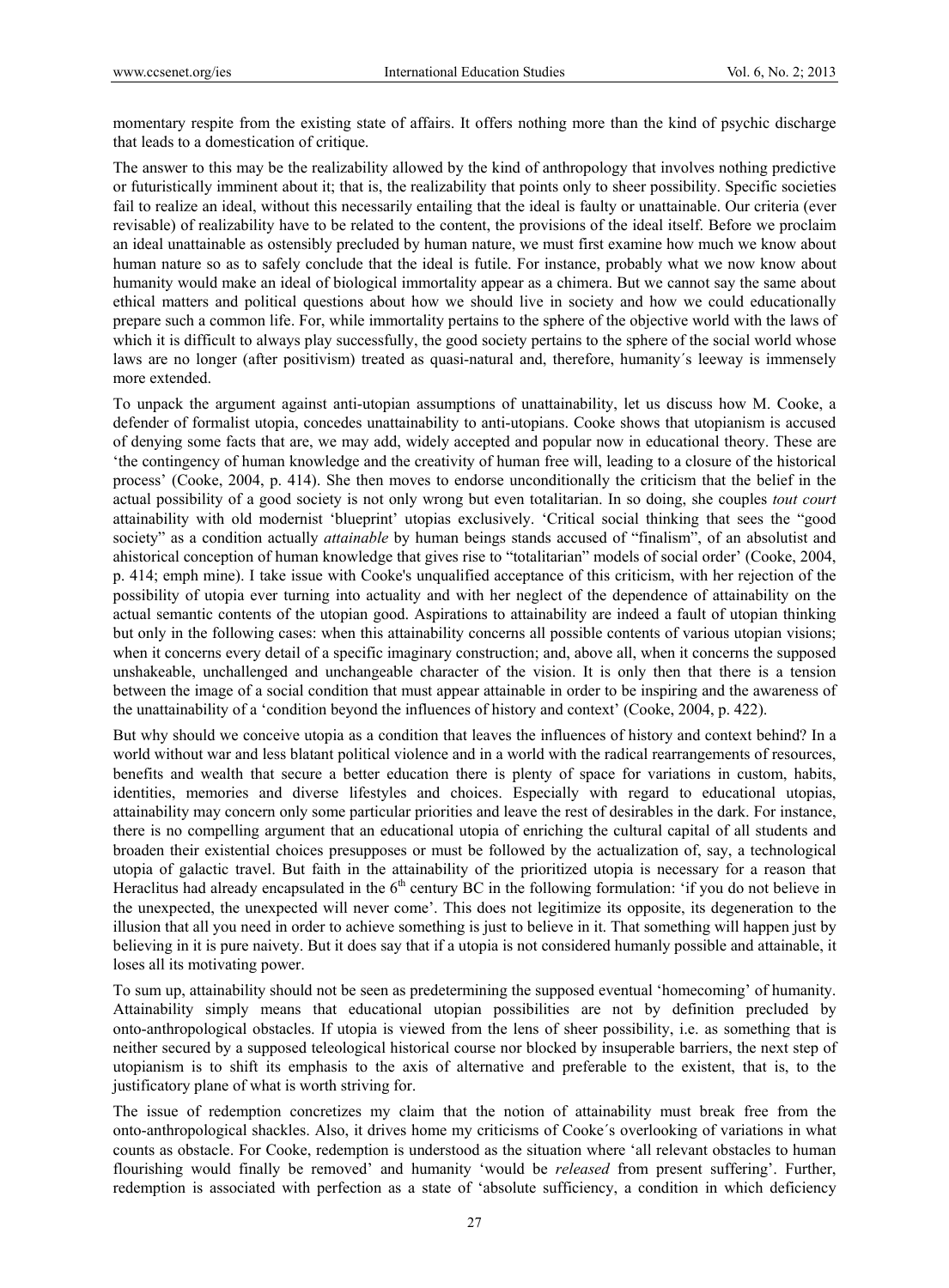momentary respite from the existing state of affairs. It offers nothing more than the kind of psychic discharge that leads to a domestication of critique.

The answer to this may be the realizability allowed by the kind of anthropology that involves nothing predictive or futuristically imminent about it; that is, the realizability that points only to sheer possibility. Specific societies fail to realize an ideal, without this necessarily entailing that the ideal is faulty or unattainable. Our criteria (ever revisable) of realizability have to be related to the content, the provisions of the ideal itself. Before we proclaim an ideal unattainable as ostensibly precluded by human nature, we must first examine how much we know about human nature so as to safely conclude that the ideal is futile. For instance, probably what we now know about humanity would make an ideal of biological immortality appear as a chimera. But we cannot say the same about ethical matters and political questions about how we should live in society and how we could educationally prepare such a common life. For, while immortality pertains to the sphere of the objective world with the laws of which it is difficult to always play successfully, the good society pertains to the sphere of the social world whose laws are no longer (after positivism) treated as quasi-natural and, therefore, humanity´s leeway is immensely more extended.

To unpack the argument against anti-utopian assumptions of unattainability, let us discuss how M. Cooke, a defender of formalist utopia, concedes unattainability to anti-utopians. Cooke shows that utopianism is accused of denying some facts that are, we may add, widely accepted and popular now in educational theory. These are 'the contingency of human knowledge and the creativity of human free will, leading to a closure of the historical process' (Cooke, 2004, p. 414). She then moves to endorse unconditionally the criticism that the belief in the actual possibility of a good society is not only wrong but even totalitarian. In so doing, she couples *tout court* attainability with old modernist 'blueprint' utopias exclusively. 'Critical social thinking that sees the "good society" as a condition actually *attainable* by human beings stands accused of "finalism", of an absolutist and ahistorical conception of human knowledge that gives rise to "totalitarian" models of social order' (Cooke, 2004, p. 414; emph mine). I take issue with Cooke's unqualified acceptance of this criticism, with her rejection of the possibility of utopia ever turning into actuality and with her neglect of the dependence of attainability on the actual semantic contents of the utopian good. Aspirations to attainability are indeed a fault of utopian thinking but only in the following cases: when this attainability concerns all possible contents of various utopian visions; when it concerns every detail of a specific imaginary construction; and, above all, when it concerns the supposed unshakeable, unchallenged and unchangeable character of the vision. It is only then that there is a tension between the image of a social condition that must appear attainable in order to be inspiring and the awareness of the unattainability of a 'condition beyond the influences of history and context' (Cooke, 2004, p. 422).

But why should we conceive utopia as a condition that leaves the influences of history and context behind? In a world without war and less blatant political violence and in a world with the radical rearrangements of resources, benefits and wealth that secure a better education there is plenty of space for variations in custom, habits, identities, memories and diverse lifestyles and choices. Especially with regard to educational utopias, attainability may concern only some particular priorities and leave the rest of desirables in the dark. For instance, there is no compelling argument that an educational utopia of enriching the cultural capital of all students and broaden their existential choices presupposes or must be followed by the actualization of, say, a technological utopia of galactic travel. But faith in the attainability of the prioritized utopia is necessary for a reason that Heraclitus had already encapsulated in the 6th century BC in the following formulation: 'if you do not believe in the unexpected, the unexpected will never come'. This does not legitimize its opposite, its degeneration to the illusion that all you need in order to achieve something is just to believe in it. That something will happen just by believing in it is pure naivety. But it does say that if a utopia is not considered humanly possible and attainable, it loses all its motivating power.

To sum up, attainability should not be seen as predetermining the supposed eventual 'homecoming' of humanity. Attainability simply means that educational utopian possibilities are not by definition precluded by onto-anthropological obstacles. If utopia is viewed from the lens of sheer possibility, i.e. as something that is neither secured by a supposed teleological historical course nor blocked by insuperable barriers, the next step of utopianism is to shift its emphasis to the axis of alternative and preferable to the existent, that is, to the justificatory plane of what is worth striving for.

The issue of redemption concretizes my claim that the notion of attainability must break free from the onto-anthropological shackles. Also, it drives home my criticisms of Cooke´s overlooking of variations in what counts as obstacle. For Cooke, redemption is understood as the situation where 'all relevant obstacles to human flourishing would finally be removed' and humanity 'would be *released* from present suffering'. Further, redemption is associated with perfection as a state of 'absolute sufficiency, a condition in which deficiency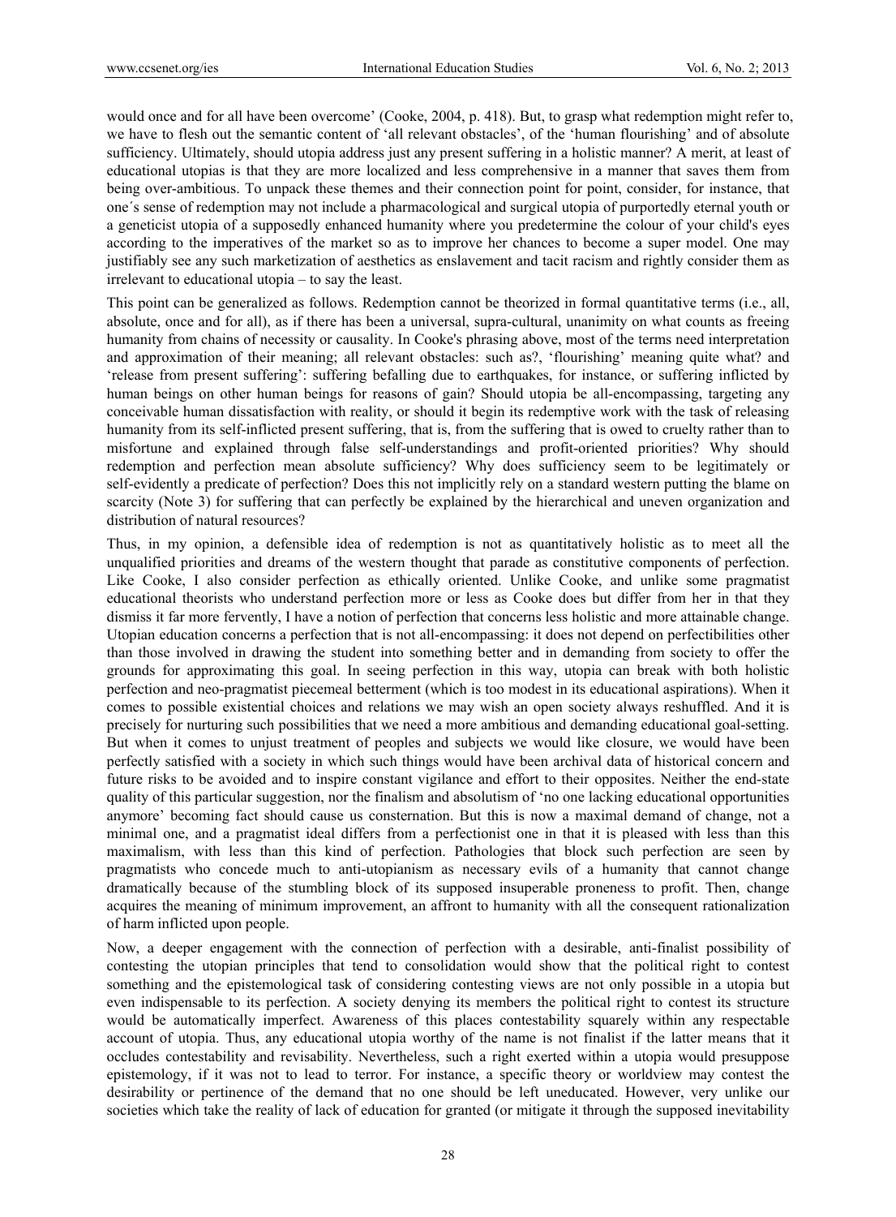would once and for all have been overcome' (Cooke, 2004, p. 418). But, to grasp what redemption might refer to, we have to flesh out the semantic content of 'all relevant obstacles', of the 'human flourishing' and of absolute sufficiency. Ultimately, should utopia address just any present suffering in a holistic manner? A merit, at least of educational utopias is that they are more localized and less comprehensive in a manner that saves them from being over-ambitious. To unpack these themes and their connection point for point, consider, for instance, that one´s sense of redemption may not include a pharmacological and surgical utopia of purportedly eternal youth or a geneticist utopia of a supposedly enhanced humanity where you predetermine the colour of your child's eyes according to the imperatives of the market so as to improve her chances to become a super model. One may justifiably see any such marketization of aesthetics as enslavement and tacit racism and rightly consider them as irrelevant to educational utopia – to say the least.

This point can be generalized as follows. Redemption cannot be theorized in formal quantitative terms (i.e., all, absolute, once and for all), as if there has been a universal, supra-cultural, unanimity on what counts as freeing humanity from chains of necessity or causality. In Cooke's phrasing above, most of the terms need interpretation and approximation of their meaning; all relevant obstacles: such as?, 'flourishing' meaning quite what? and 'release from present suffering': suffering befalling due to earthquakes, for instance, or suffering inflicted by human beings on other human beings for reasons of gain? Should utopia be all-encompassing, targeting any conceivable human dissatisfaction with reality, or should it begin its redemptive work with the task of releasing humanity from its self-inflicted present suffering, that is, from the suffering that is owed to cruelty rather than to misfortune and explained through false self-understandings and profit-oriented priorities? Why should redemption and perfection mean absolute sufficiency? Why does sufficiency seem to be legitimately or self-evidently a predicate of perfection? Does this not implicitly rely on a standard western putting the blame on scarcity (Note 3) for suffering that can perfectly be explained by the hierarchical and uneven organization and distribution of natural resources?

Thus, in my opinion, a defensible idea of redemption is not as quantitatively holistic as to meet all the unqualified priorities and dreams of the western thought that parade as constitutive components of perfection. Like Cooke, I also consider perfection as ethically oriented. Unlike Cooke, and unlike some pragmatist educational theorists who understand perfection more or less as Cooke does but differ from her in that they dismiss it far more fervently, I have a notion of perfection that concerns less holistic and more attainable change. Utopian education concerns a perfection that is not all-encompassing: it does not depend on perfectibilities other than those involved in drawing the student into something better and in demanding from society to offer the grounds for approximating this goal. In seeing perfection in this way, utopia can break with both holistic perfection and neo-pragmatist piecemeal betterment (which is too modest in its educational aspirations). When it comes to possible existential choices and relations we may wish an open society always reshuffled. And it is precisely for nurturing such possibilities that we need a more ambitious and demanding educational goal-setting. But when it comes to unjust treatment of peoples and subjects we would like closure, we would have been perfectly satisfied with a society in which such things would have been archival data of historical concern and future risks to be avoided and to inspire constant vigilance and effort to their opposites. Neither the end-state quality of this particular suggestion, nor the finalism and absolutism of 'no one lacking educational opportunities anymore' becoming fact should cause us consternation. But this is now a maximal demand of change, not a minimal one, and a pragmatist ideal differs from a perfectionist one in that it is pleased with less than this maximalism, with less than this kind of perfection. Pathologies that block such perfection are seen by pragmatists who concede much to anti-utopianism as necessary evils of a humanity that cannot change dramatically because of the stumbling block of its supposed insuperable proneness to profit. Then, change acquires the meaning of minimum improvement, an affront to humanity with all the consequent rationalization of harm inflicted upon people.

Now, a deeper engagement with the connection of perfection with a desirable, anti-finalist possibility of contesting the utopian principles that tend to consolidation would show that the political right to contest something and the epistemological task of considering contesting views are not only possible in a utopia but even indispensable to its perfection. A society denying its members the political right to contest its structure would be automatically imperfect. Awareness of this places contestability squarely within any respectable account of utopia. Thus, any educational utopia worthy of the name is not finalist if the latter means that it occludes contestability and revisability. Nevertheless, such a right exerted within a utopia would presuppose epistemology, if it was not to lead to terror. For instance, a specific theory or worldview may contest the desirability or pertinence of the demand that no one should be left uneducated. However, very unlike our societies which take the reality of lack of education for granted (or mitigate it through the supposed inevitability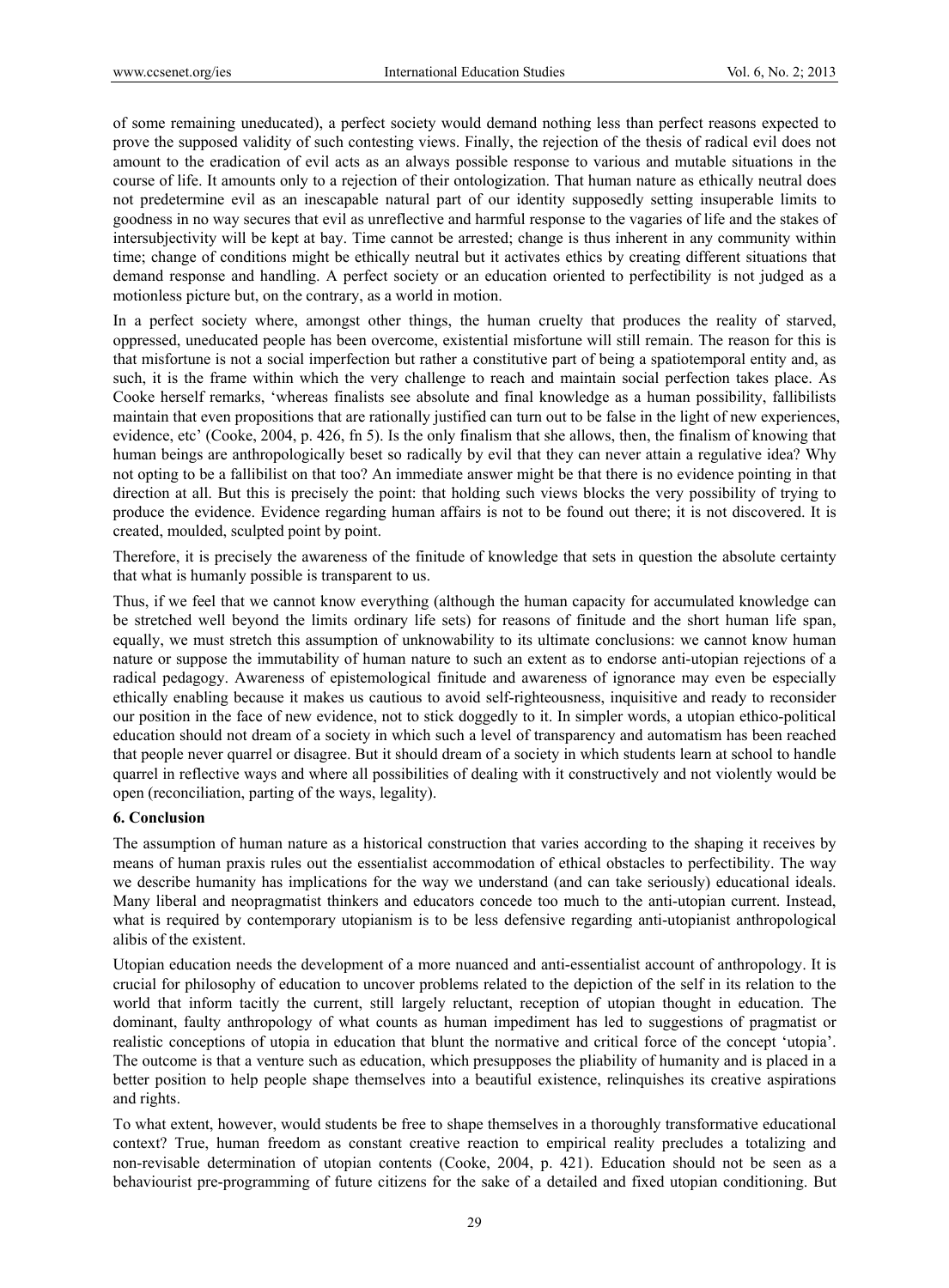of some remaining uneducated), a perfect society would demand nothing less than perfect reasons expected to prove the supposed validity of such contesting views. Finally, the rejection of the thesis of radical evil does not amount to the eradication of evil acts as an always possible response to various and mutable situations in the course of life. It amounts only to a rejection of their ontologization. That human nature as ethically neutral does not predetermine evil as an inescapable natural part of our identity supposedly setting insuperable limits to goodness in no way secures that evil as unreflective and harmful response to the vagaries of life and the stakes of intersubjectivity will be kept at bay. Time cannot be arrested; change is thus inherent in any community within time; change of conditions might be ethically neutral but it activates ethics by creating different situations that demand response and handling. A perfect society or an education oriented to perfectibility is not judged as a motionless picture but, on the contrary, as a world in motion.

In a perfect society where, amongst other things, the human cruelty that produces the reality of starved, oppressed, uneducated people has been overcome, existential misfortune will still remain. The reason for this is that misfortune is not a social imperfection but rather a constitutive part of being a spatiotemporal entity and, as such, it is the frame within which the very challenge to reach and maintain social perfection takes place. As Cooke herself remarks, 'whereas finalists see absolute and final knowledge as a human possibility, fallibilists maintain that even propositions that are rationally justified can turn out to be false in the light of new experiences, evidence, etc' (Cooke, 2004, p. 426, fn 5). Is the only finalism that she allows, then, the finalism of knowing that human beings are anthropologically beset so radically by evil that they can never attain a regulative idea? Why not opting to be a fallibilist on that too? An immediate answer might be that there is no evidence pointing in that direction at all. But this is precisely the point: that holding such views blocks the very possibility of trying to produce the evidence. Evidence regarding human affairs is not to be found out there; it is not discovered. It is created, moulded, sculpted point by point.

Therefore, it is precisely the awareness of the finitude of knowledge that sets in question the absolute certainty that what is humanly possible is transparent to us.

Thus, if we feel that we cannot know everything (although the human capacity for accumulated knowledge can be stretched well beyond the limits ordinary life sets) for reasons of finitude and the short human life span, equally, we must stretch this assumption of unknowability to its ultimate conclusions: we cannot know human nature or suppose the immutability of human nature to such an extent as to endorse anti-utopian rejections of a radical pedagogy. Awareness of epistemological finitude and awareness of ignorance may even be especially ethically enabling because it makes us cautious to avoid self-righteousness, inquisitive and ready to reconsider our position in the face of new evidence, not to stick doggedly to it. In simpler words, a utopian ethico-political education should not dream of a society in which such a level of transparency and automatism has been reached that people never quarrel or disagree. But it should dream of a society in which students learn at school to handle quarrel in reflective ways and where all possibilities of dealing with it constructively and not violently would be open (reconciliation, parting of the ways, legality).

## 6. Conclusion

The assumption of human nature as a historical construction that varies according to the shaping it receives by means of human praxis rules out the essentialist accommodation of ethical obstacles to perfectibility. The way we describe humanity has implications for the way we understand (and can take seriously) educational ideals. Many liberal and neopragmatist thinkers and educators concede too much to the anti-utopian current. Instead, what is required by contemporary utopianism is to be less defensive regarding anti-utopianist anthropological alibis of the existent.

Utopian education needs the development of a more nuanced and anti-essentialist account of anthropology. It is crucial for philosophy of education to uncover problems related to the depiction of the self in its relation to the world that inform tacitly the current, still largely reluctant, reception of utopian thought in education. The dominant, faulty anthropology of what counts as human impediment has led to suggestions of pragmatist or realistic conceptions of utopia in education that blunt the normative and critical force of the concept 'utopia'. The outcome is that a venture such as education, which presupposes the pliability of humanity and is placed in a better position to help people shape themselves into a beautiful existence, relinquishes its creative aspirations and rights.

To what extent, however, would students be free to shape themselves in a thoroughly transformative educational context? True, human freedom as constant creative reaction to empirical reality precludes a totalizing and non-revisable determination of utopian contents (Cooke, 2004, p. 421). Education should not be seen as a behaviourist pre-programming of future citizens for the sake of a detailed and fixed utopian conditioning. But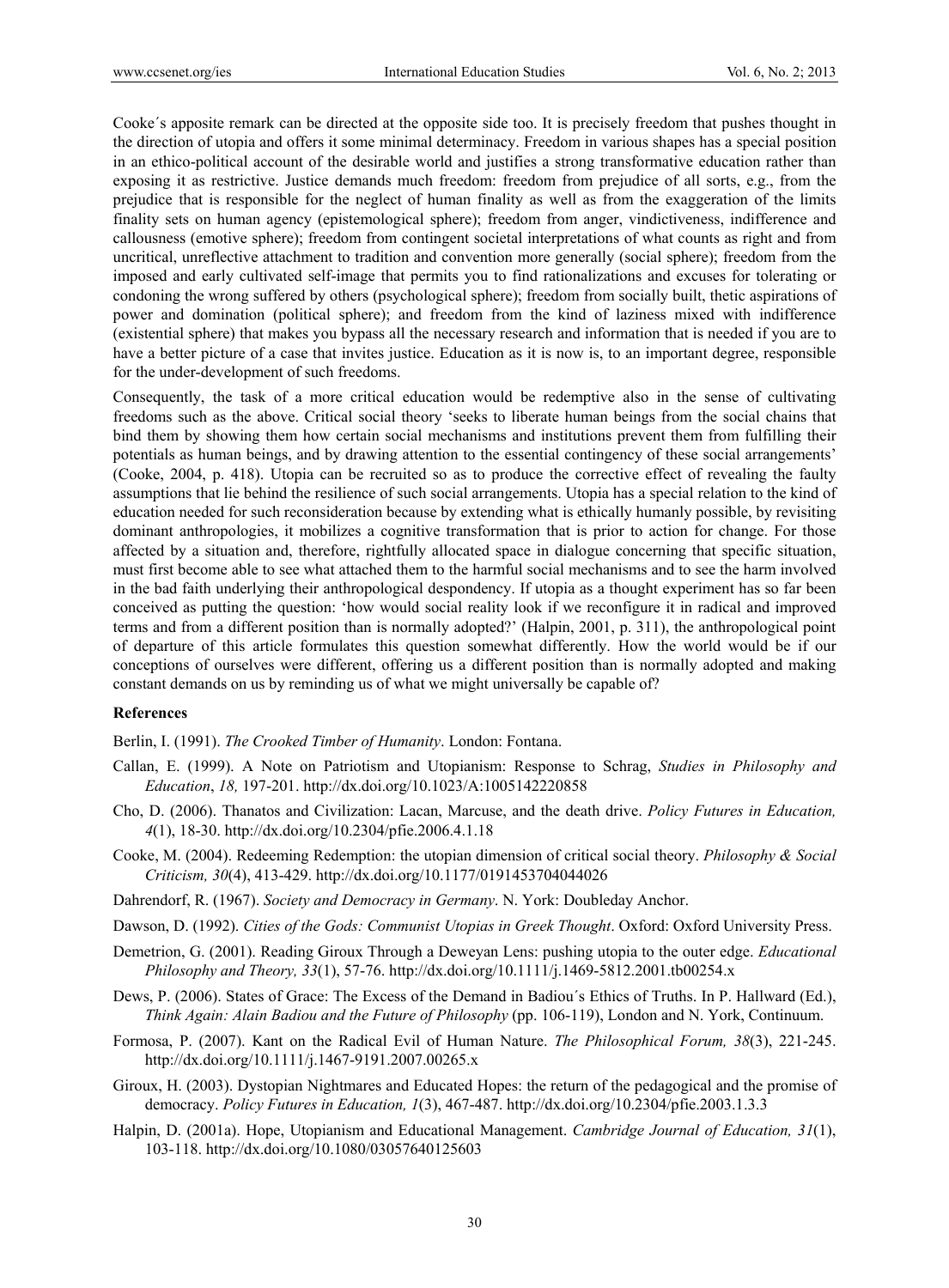Cooke´s apposite remark can be directed at the opposite side too. It is precisely freedom that pushes thought in the direction of utopia and offers it some minimal determinacy. Freedom in various shapes has a special position in an ethico-political account of the desirable world and justifies a strong transformative education rather than exposing it as restrictive. Justice demands much freedom: freedom from prejudice of all sorts, e.g., from the prejudice that is responsible for the neglect of human finality as well as from the exaggeration of the limits finality sets on human agency (epistemological sphere); freedom from anger, vindictiveness, indifference and callousness (emotive sphere); freedom from contingent societal interpretations of what counts as right and from uncritical, unreflective attachment to tradition and convention more generally (social sphere); freedom from the imposed and early cultivated self-image that permits you to find rationalizations and excuses for tolerating or condoning the wrong suffered by others (psychological sphere); freedom from socially built, thetic aspirations of power and domination (political sphere); and freedom from the kind of laziness mixed with indifference (existential sphere) that makes you bypass all the necessary research and information that is needed if you are to have a better picture of a case that invites justice. Education as it is now is, to an important degree, responsible for the under-development of such freedoms.

Consequently, the task of a more critical education would be redemptive also in the sense of cultivating freedoms such as the above. Critical social theory 'seeks to liberate human beings from the social chains that bind them by showing them how certain social mechanisms and institutions prevent them from fulfilling their potentials as human beings, and by drawing attention to the essential contingency of these social arrangements' (Cooke, 2004, p. 418). Utopia can be recruited so as to produce the corrective effect of revealing the faulty assumptions that lie behind the resilience of such social arrangements. Utopia has a special relation to the kind of education needed for such reconsideration because by extending what is ethically humanly possible, by revisiting dominant anthropologies, it mobilizes a cognitive transformation that is prior to action for change. For those affected by a situation and, therefore, rightfully allocated space in dialogue concerning that specific situation, must first become able to see what attached them to the harmful social mechanisms and to see the harm involved in the bad faith underlying their anthropological despondency. If utopia as a thought experiment has so far been conceived as putting the question: 'how would social reality look if we reconfigure it in radical and improved terms and from a different position than is normally adopted?' (Halpin, 2001, p. 311), the anthropological point of departure of this article formulates this question somewhat differently. How the world would be if our conceptions of ourselves were different, offering us a different position than is normally adopted and making constant demands on us by reminding us of what we might universally be capable of?

### References

Berlin, I. (1991). *The Crooked Timber of Humanity*. London: Fontana.

Callan, E. (1999). A Note on Patriotism and Utopianism: Response to Schrag, *Studies in Philosophy and Education*, *18,* 197-201. http://dx.doi.org/10.1023/A:1005142220858

Cho, D. (2006). Thanatos and Civilization: Lacan, Marcuse, and the death drive. *Policy Futures in Education, 4*(1), 18-30. http://dx.doi.org/10.2304/pfie.2006.4.1.18

Cooke, M. (2004). Redeeming Redemption: the utopian dimension of critical social theory. *Philosophy & Social Criticism, 30*(4), 413-429. http://dx.doi.org/10.1177/0191453704044026

Dahrendorf, R. (1967). *Society and Democracy in Germany*. N. York: Doubleday Anchor.

Dawson, D. (1992). *Cities of the Gods: Communist Utopias in Greek Thought*. Oxford: Oxford University Press.

Demetrion, G. (2001). Reading Giroux Through a Deweyan Lens: pushing utopia to the outer edge. *Educational Philosophy and Theory, 33*(1), 57-76. http://dx.doi.org/10.1111/j.1469-5812.2001.tb00254.x

Dews, P. (2006). States of Grace: The Excess of the Demand in Badiou´s Ethics of Truths. In P. Hallward (Ed.), *Think Again: Alain Badiou and the Future of Philosophy* (pp. 106-119), London and N. York, Continuum.

Formosa, P. (2007). Kant on the Radical Evil of Human Nature. *The Philosophical Forum, 38*(3), 221-245. http://dx.doi.org/10.1111/j.1467-9191.2007.00265.x

Giroux, H. (2003). Dystopian Nightmares and Educated Hopes: the return of the pedagogical and the promise of democracy. *Policy Futures in Education, 1*(3), 467-487. http://dx.doi.org/10.2304/pfie.2003.1.3.3

Halpin, D. (2001a). Hope, Utopianism and Educational Management. *Cambridge Journal of Education, 31*(1), 103-118. http://dx.doi.org/10.1080/03057640125603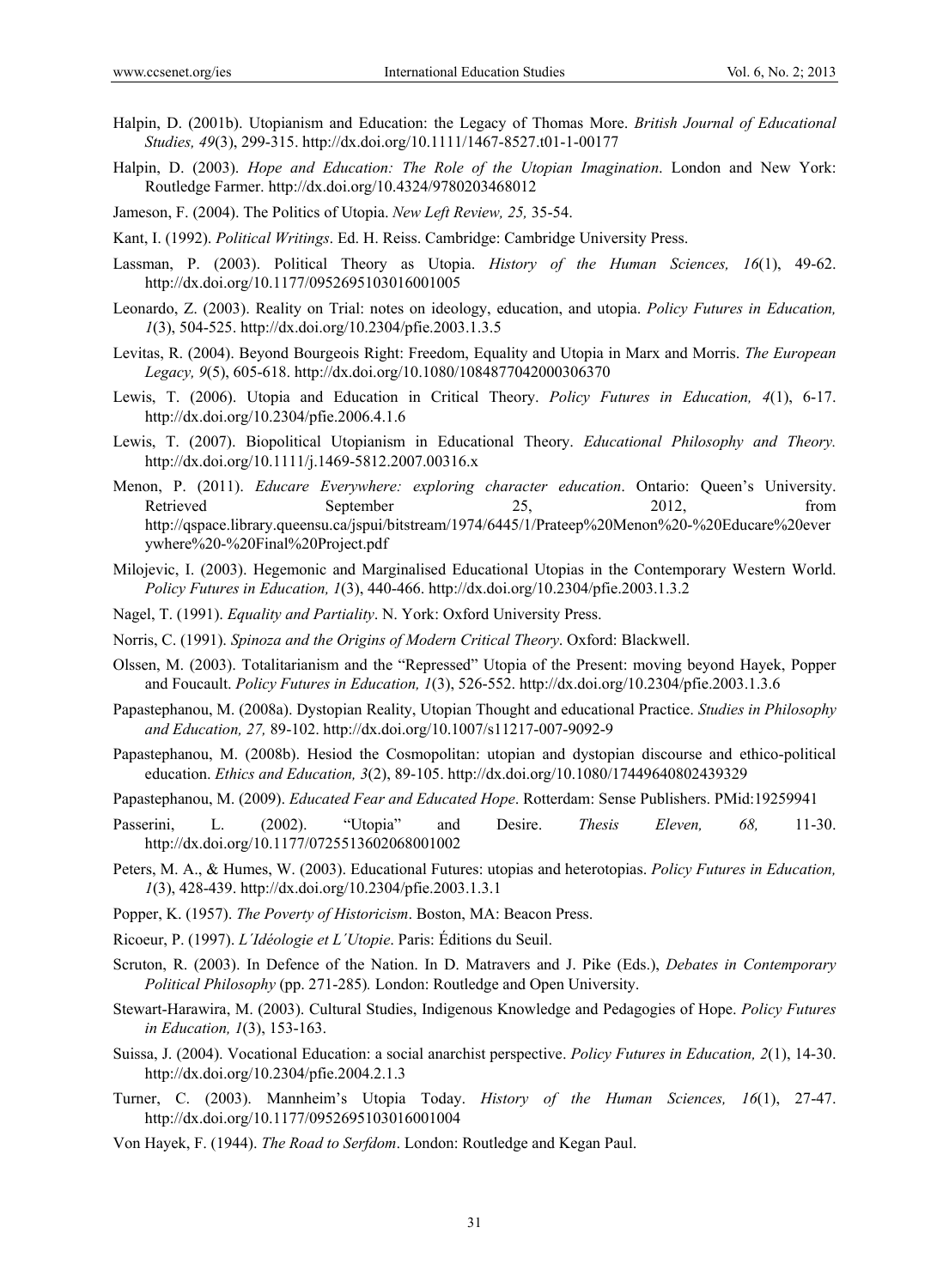Halpin, D. (2001b). Utopianism and Education: the Legacy of Thomas More. *British Journal of Educational Studies, 49*(3), 299-315. http://dx.doi.org/10.1111/1467-8527.t01-1-00177

Halpin, D. (2003). *Hope and Education: The Role of the Utopian Imagination*. London and New York: Routledge Farmer. http://dx.doi.org/10.4324/9780203468012

Jameson, F. (2004). The Politics of Utopia. *New Left Review, 25,* 35-54.

Kant, I. (1992). *Political Writings*. Ed. H. Reiss. Cambridge: Cambridge University Press.

Lassman, P. (2003). Political Theory as Utopia. *History of the Human Sciences, 16*(1), 49-62. http://dx.doi.org/10.1177/0952695103016001005

Leonardo, Z. (2003). Reality on Trial: notes on ideology, education, and utopia. *Policy Futures in Education, 1*(3), 504-525. http://dx.doi.org/10.2304/pfie.2003.1.3.5

Levitas, R. (2004). Beyond Bourgeois Right: Freedom, Equality and Utopia in Marx and Morris. *The European Legacy, 9*(5), 605-618. http://dx.doi.org/10.1080/1084877042000306370

Lewis, T. (2006). Utopia and Education in Critical Theory. *Policy Futures in Education, 4*(1), 6-17. http://dx.doi.org/10.2304/pfie.2006.4.1.6

Lewis, T. (2007). Biopolitical Utopianism in Educational Theory. *Educational Philosophy and Theory.* http://dx.doi.org/10.1111/j.1469-5812.2007.00316.x

Menon, P. (2011). *Educare Everywhere: exploring character education*. Ontario: Queen's University. Retrieved September 25, 2012, from http://qspace.library.queensu.ca/jspui/bitstream/1974/6445/1/Prateep%20Menon%20-%20Educare%20everywhere%20-%20Final%20Project.pdf

Milojevic, I. (2003). Hegemonic and Marginalised Educational Utopias in the Contemporary Western World. *Policy Futures in Education, 1*(3), 440-466. http://dx.doi.org/10.2304/pfie.2003.1.3.2

Nagel, T. (1991). *Equality and Partiality*. N. York: Oxford University Press.

Norris, C. (1991). *Spinoza and the Origins of Modern Critical Theory*. Oxford: Blackwell.

Olssen, M. (2003). Totalitarianism and the "Repressed" Utopia of the Present: moving beyond Hayek, Popper and Foucault. *Policy Futures in Education, 1*(3), 526-552. http://dx.doi.org/10.2304/pfie.2003.1.3.6

Papastephanou, M. (2008a). Dystopian Reality, Utopian Thought and educational Practice. *Studies in Philosophy and Education, 27,* 89-102. http://dx.doi.org/10.1007/s11217-007-9092-9

Papastephanou, M. (2008b). Hesiod the Cosmopolitan: utopian and dystopian discourse and ethico-political education. *Ethics and Education, 3*(2), 89-105. http://dx.doi.org/10.1080/17449640802439329

Papastephanou, M. (2009). *Educated Fear and Educated Hope*. Rotterdam: Sense Publishers. PMid:19259941

Passerini, L. (2002). "Utopia" and Desire. *Thesis Eleven, 68,* 11-30. http://dx.doi.org/10.1177/0725513602068001002

Peters, M. A., & Humes, W. (2003). Educational Futures: utopias and heterotopias. *Policy Futures in Education, 1*(3), 428-439. http://dx.doi.org/10.2304/pfie.2003.1.3.1

Popper, K. (1957). *The Poverty of Historicism*. Boston, MA: Beacon Press.

Ricoeur, P. (1997). *L´Idéologie et L´Utopie*. Paris: Éditions du Seuil.

Scruton, R. (2003). In Defence of the Nation. In D. Matravers and J. Pike (Eds.), *Debates in Contemporary Political Philosophy* (pp. 271-285)*.* London: Routledge and Open University.

Stewart-Harawira, M. (2003). Cultural Studies, Indigenous Knowledge and Pedagogies of Hope. *Policy Futures in Education, 1*(3), 153-163.

Suissa, J. (2004). Vocational Education: a social anarchist perspective. *Policy Futures in Education, 2*(1), 14-30. http://dx.doi.org/10.2304/pfie.2004.2.1.3

Turner, C. (2003). Mannheim's Utopia Today. *History of the Human Sciences, 16*(1), 27-47. http://dx.doi.org/10.1177/0952695103016001004

Von Hayek, F. (1944). *The Road to Serfdom*. London: Routledge and Kegan Paul.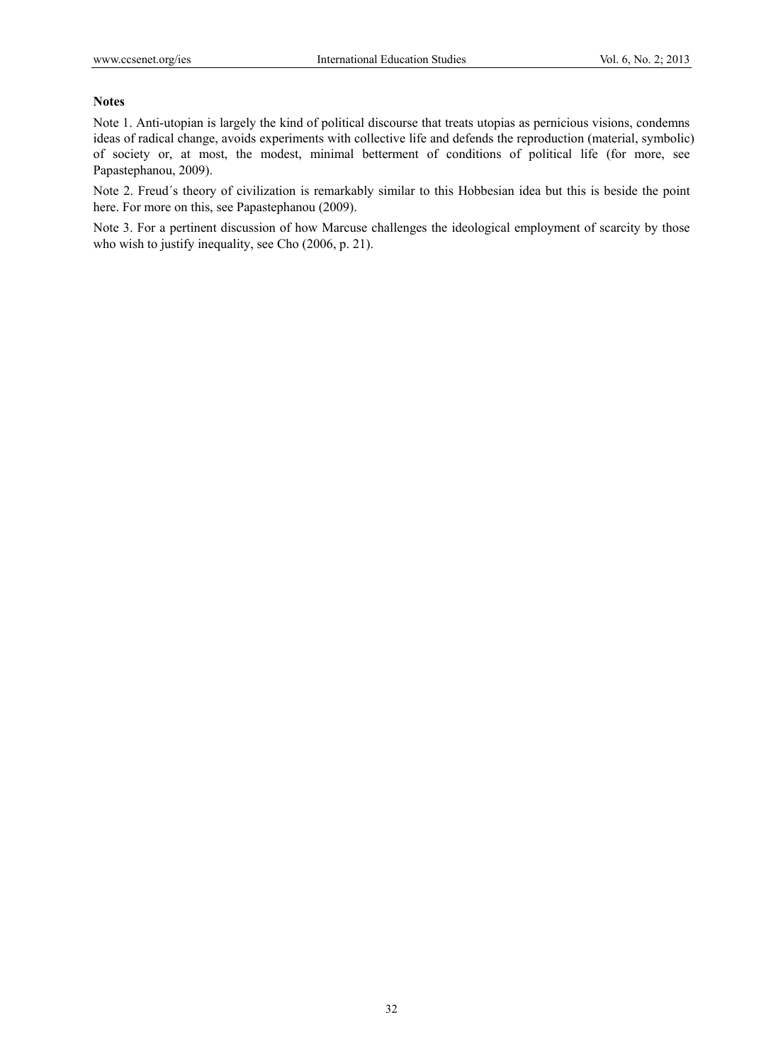**Notes**

Note 1. Anti-utopian is largely the kind of political discourse that treats utopias as pernicious visions, condemns ideas of radical change, avoids experiments with collective life and defends the reproduction (material, symbolic) of society or, at most, the modest, minimal betterment of conditions of political life (for more, see Papastephanou, 2009).

Note 2. Freud´s theory of civilization is remarkably similar to this Hobbesian idea but this is beside the point here. For more on this, see Papastephanou (2009).

Note 3. For a pertinent discussion of how Marcuse challenges the ideological employment of scarcity by those who wish to justify inequality, see Cho (2006, p. 21).